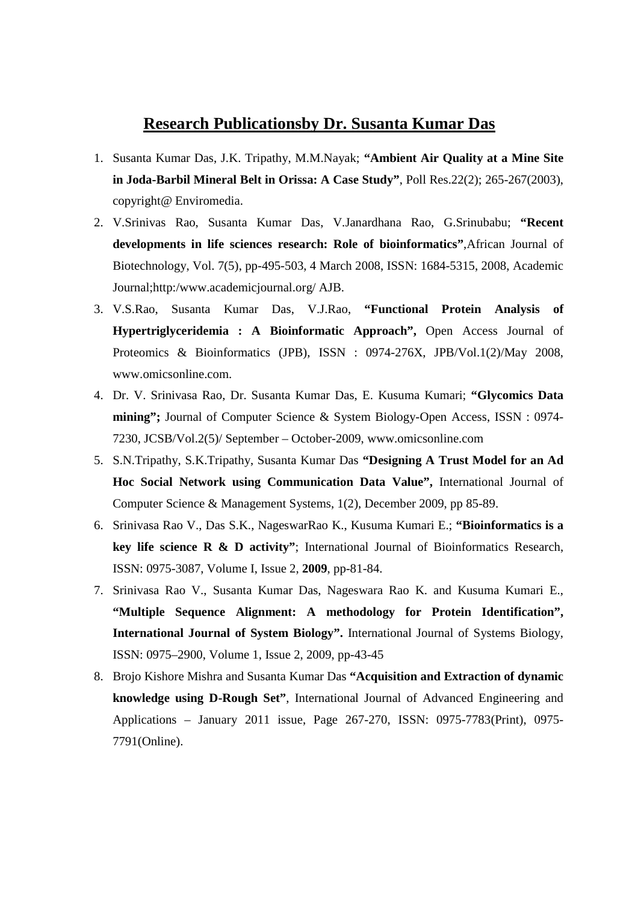# Research Publicationsby Dr. Susanta Kumar Das

1. Susanta Kumar Das, J.K. Tripathy, M.M.Nayak; **"Ambient Air Quality at a Mine Site in Joda-Barbil Mineral Belt in Orissa: A Case Study"**, Poll Res.22(2); 265-267(2003), copyright@ Enviromedia.
2. V.Srinivas Rao, Susanta Kumar Das, V.Janardhana Rao, G.Srinubabu; **"Recent developments in life sciences research: Role of bioinformatics"**,African Journal of Biotechnology, Vol. 7(5), pp-495-503, 4 March 2008, ISSN: 1684-5315, 2008, Academic Journal;http:/www.academicjournal.org/ AJB.
3. V.S.Rao, Susanta Kumar Das, V.J.Rao, **"Functional Protein Analysis of Hypertriglyceridemia : A Bioinformatic Approach",** Open Access Journal of Proteomics & Bioinformatics (JPB), ISSN : 0974-276X, JPB/Vol.1(2)/May 2008, www.omicsonline.com.
4. Dr. V. Srinivasa Rao, Dr. Susanta Kumar Das, E. Kusuma Kumari; **"Glycomics Data mining";** Journal of Computer Science & System Biology-Open Access, ISSN : 0974-7230, JCSB/Vol.2(5)/ September – October-2009, www.omicsonline.com
5. S.N.Tripathy, S.K.Tripathy, Susanta Kumar Das **"Designing A Trust Model for an Ad Hoc Social Network using Communication Data Value",** International Journal of Computer Science & Management Systems, 1(2), December 2009, pp 85-89.
6. Srinivasa Rao V., Das S.K., NageswarRao K., Kusuma Kumari E.; **"Bioinformatics is a key life science R & D activity"**; International Journal of Bioinformatics Research, ISSN: 0975-3087, Volume I, Issue 2, **2009**, pp-81-84.
7. Srinivasa Rao V., Susanta Kumar Das, Nageswara Rao K. and Kusuma Kumari E., **"Multiple Sequence Alignment: A methodology for Protein Identification", International Journal of System Biology".** International Journal of Systems Biology, ISSN: 0975–2900, Volume 1, Issue 2, 2009, pp-43-45
8. Brojo Kishore Mishra and Susanta Kumar Das **"Acquisition and Extraction of dynamic knowledge using D-Rough Set"**, International Journal of Advanced Engineering and Applications – January 2011 issue, Page 267-270, ISSN: 0975-7783(Print), 0975-7791(Online).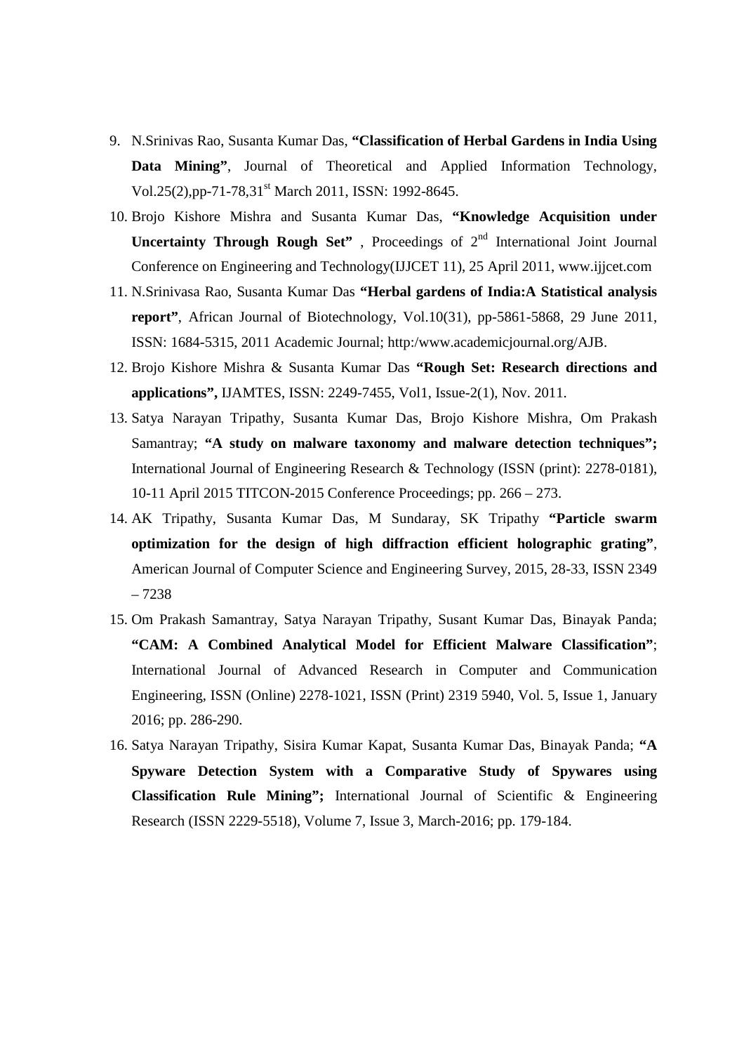9. N.Srinivas Rao, Susanta Kumar Das, **"Classification of Herbal Gardens in India Using Data Mining"**, Journal of Theoretical and Applied Information Technology, Vol.25(2),pp-71-78,31st March 2011, ISSN: 1992-8645.
10. Brojo Kishore Mishra and Susanta Kumar Das, **"Knowledge Acquisition under Uncertainty Through Rough Set"** , Proceedings of 2nd International Joint Journal Conference on Engineering and Technology(IJJCET 11), 25 April 2011, www.ijjcet.com
11. N.Srinivasa Rao, Susanta Kumar Das **"Herbal gardens of India:A Statistical analysis report"**, African Journal of Biotechnology, Vol.10(31), pp-5861-5868, 29 June 2011, ISSN: 1684-5315, 2011 Academic Journal; http:/www.academicjournal.org/AJB.
12. Brojo Kishore Mishra & Susanta Kumar Das **"Rough Set: Research directions and applications",** IJAMTES, ISSN: 2249-7455, Vol1, Issue-2(1), Nov. 2011.
13. Satya Narayan Tripathy, Susanta Kumar Das, Brojo Kishore Mishra, Om Prakash Samantray; **"A study on malware taxonomy and malware detection techniques";** International Journal of Engineering Research & Technology (ISSN (print): 2278-0181), 10-11 April 2015 TITCON-2015 Conference Proceedings; pp. 266 – 273.
14. AK Tripathy, Susanta Kumar Das, M Sundaray, SK Tripathy **"Particle swarm optimization for the design of high diffraction efficient holographic grating"**, American Journal of Computer Science and Engineering Survey, 2015, 28-33, ISSN 2349 – 7238
15. Om Prakash Samantray, Satya Narayan Tripathy, Susant Kumar Das, Binayak Panda; **"CAM: A Combined Analytical Model for Efficient Malware Classification"**; International Journal of Advanced Research in Computer and Communication Engineering, ISSN (Online) 2278-1021, ISSN (Print) 2319 5940, Vol. 5, Issue 1, January 2016; pp. 286-290.
16. Satya Narayan Tripathy, Sisira Kumar Kapat, Susanta Kumar Das, Binayak Panda; **"A Spyware Detection System with a Comparative Study of Spywares using Classification Rule Mining";** International Journal of Scientific & Engineering Research (ISSN 2229-5518), Volume 7, Issue 3, March-2016; pp. 179-184.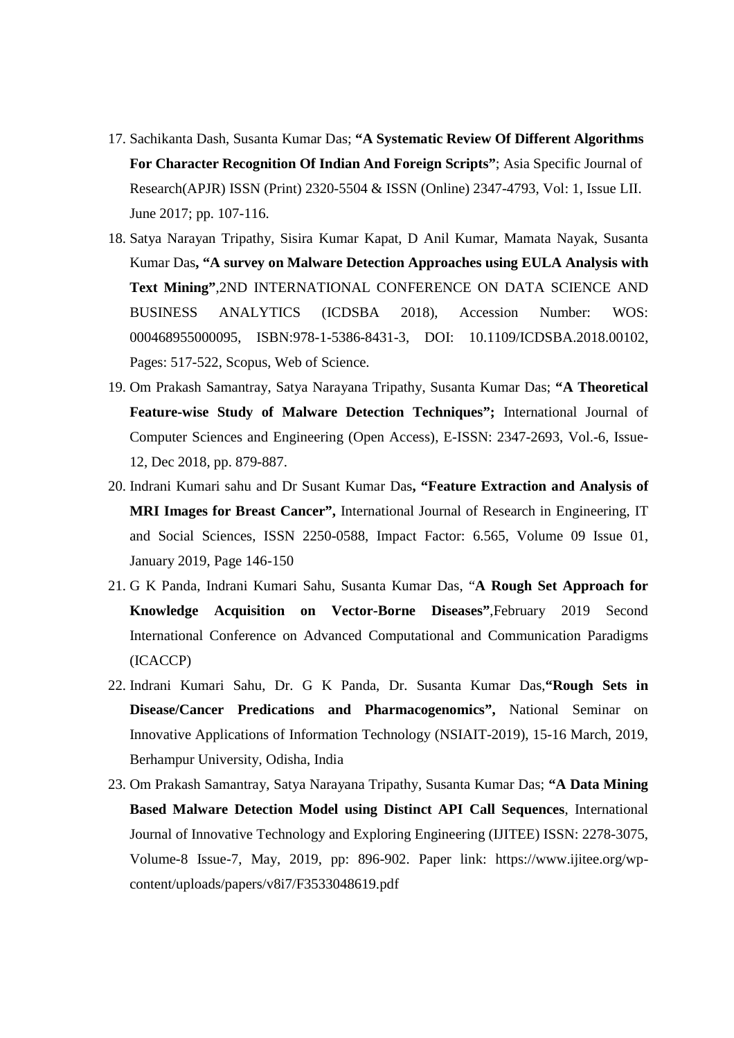17. Sachikanta Dash, Susanta Kumar Das; **"A Systematic Review Of Different Algorithms For Character Recognition Of Indian And Foreign Scripts"**; Asia Specific Journal of Research(APJR) ISSN (Print) 2320-5504 & ISSN (Online) 2347-4793, Vol: 1, Issue LII. June 2017; pp. 107-116.
18. Satya Narayan Tripathy, Sisira Kumar Kapat, D Anil Kumar, Mamata Nayak, Susanta Kumar Das**, "A survey on Malware Detection Approaches using EULA Analysis with Text Mining"**,2ND INTERNATIONAL CONFERENCE ON DATA SCIENCE AND BUSINESS ANALYTICS (ICDSBA 2018), Accession Number: WOS: 000468955000095, ISBN:978-1-5386-8431-3, DOI: 10.1109/ICDSBA.2018.00102, Pages: 517-522, Scopus, Web of Science.
19. Om Prakash Samantray, Satya Narayana Tripathy, Susanta Kumar Das; **"A Theoretical Feature-wise Study of Malware Detection Techniques";** International Journal of Computer Sciences and Engineering (Open Access), E-ISSN: 2347-2693, Vol.-6, Issue-12, Dec 2018, pp. 879-887.
20. Indrani Kumari sahu and Dr Susant Kumar Das**, "Feature Extraction and Analysis of MRI Images for Breast Cancer",** International Journal of Research in Engineering, IT and Social Sciences, ISSN 2250-0588, Impact Factor: 6.565, Volume 09 Issue 01, January 2019, Page 146-150
21. G K Panda, Indrani Kumari Sahu, Susanta Kumar Das, "**A Rough Set Approach for Knowledge Acquisition on Vector-Borne Diseases"**,February 2019 Second International Conference on Advanced Computational and Communication Paradigms (ICACCP)
22. Indrani Kumari Sahu, Dr. G K Panda, Dr. Susanta Kumar Das,**"Rough Sets in Disease/Cancer Predications and Pharmacogenomics",** National Seminar on Innovative Applications of Information Technology (NSIAIT-2019), 15-16 March, 2019, Berhampur University, Odisha, India
23. Om Prakash Samantray, Satya Narayana Tripathy, Susanta Kumar Das; **"A Data Mining Based Malware Detection Model using Distinct API Call Sequences**, International Journal of Innovative Technology and Exploring Engineering (IJITEE) ISSN: 2278-3075, Volume-8 Issue-7, May, 2019, pp: 896-902. Paper link: https://www.ijitee.org/wp-content/uploads/papers/v8i7/F3533048619.pdf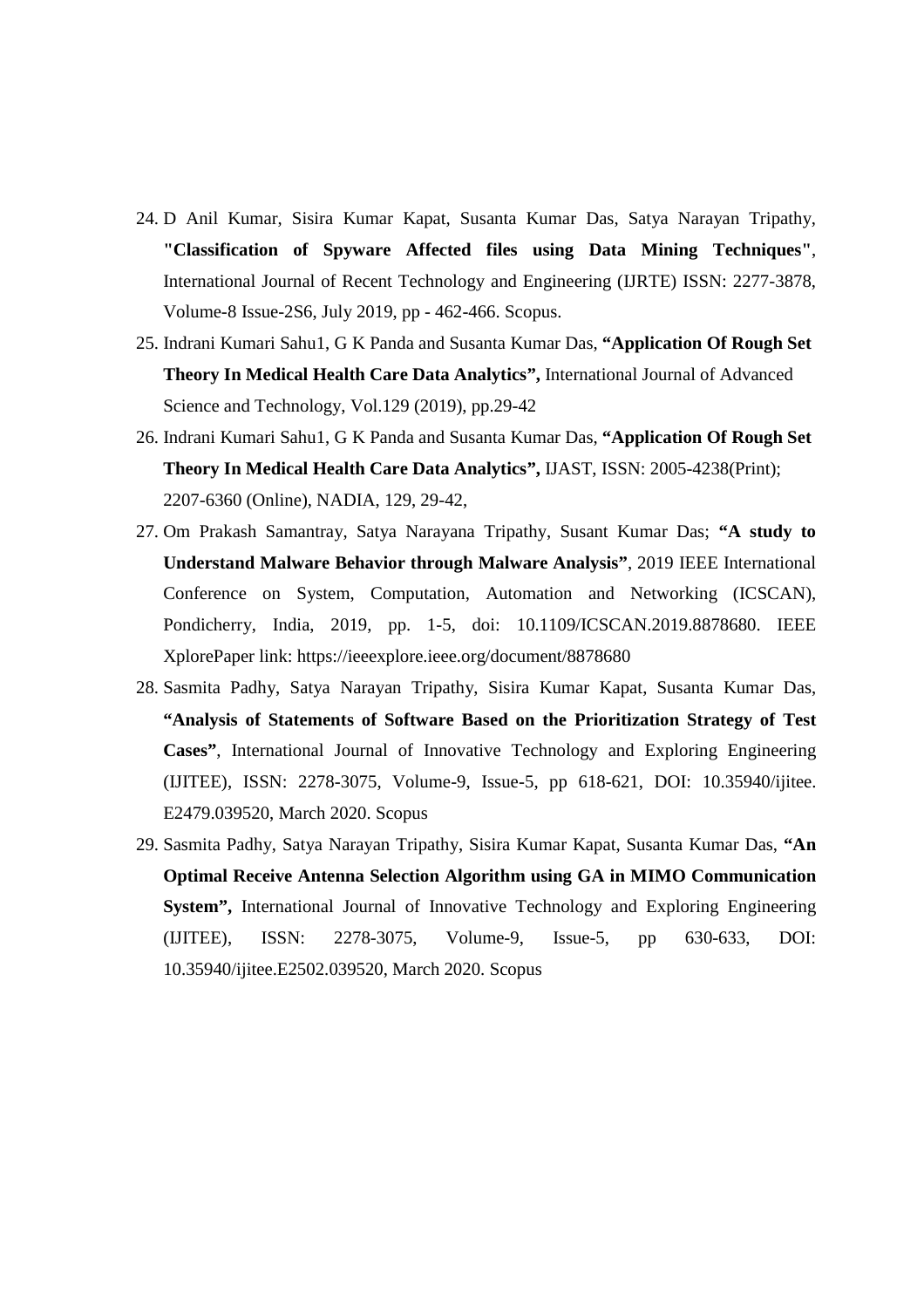24. D Anil Kumar, Sisira Kumar Kapat, Susanta Kumar Das, Satya Narayan Tripathy, **"Classification of Spyware Affected files using Data Mining Techniques"**, International Journal of Recent Technology and Engineering (IJRTE) ISSN: 2277-3878, Volume-8 Issue-2S6, July 2019, pp - 462-466. Scopus.
25. Indrani Kumari Sahu1, G K Panda and Susanta Kumar Das, **"Application Of Rough Set Theory In Medical Health Care Data Analytics",** International Journal of Advanced Science and Technology, Vol.129 (2019), pp.29-42
26. Indrani Kumari Sahu1, G K Panda and Susanta Kumar Das, **"Application Of Rough Set Theory In Medical Health Care Data Analytics",** IJAST, ISSN: 2005-4238(Print); 2207-6360 (Online), NADIA, 129, 29-42,
27. Om Prakash Samantray, Satya Narayana Tripathy, Susant Kumar Das; **"A study to Understand Malware Behavior through Malware Analysis"**, 2019 IEEE International Conference on System, Computation, Automation and Networking (ICSCAN), Pondicherry, India, 2019, pp. 1-5, doi: 10.1109/ICSCAN.2019.8878680. IEEE XplorePaper link: https://ieeexplore.ieee.org/document/8878680
28. Sasmita Padhy, Satya Narayan Tripathy, Sisira Kumar Kapat, Susanta Kumar Das, **"Analysis of Statements of Software Based on the Prioritization Strategy of Test Cases"**, International Journal of Innovative Technology and Exploring Engineering (IJITEE), ISSN: 2278-3075, Volume-9, Issue-5, pp 618-621, DOI: 10.35940/ijitee. E2479.039520, March 2020. Scopus
29. Sasmita Padhy, Satya Narayan Tripathy, Sisira Kumar Kapat, Susanta Kumar Das, **"An Optimal Receive Antenna Selection Algorithm using GA in MIMO Communication System",** International Journal of Innovative Technology and Exploring Engineering (IJITEE), ISSN: 2278-3075, Volume-9, Issue-5, pp 630-633, DOI: 10.35940/ijitee.E2502.039520, March 2020. Scopus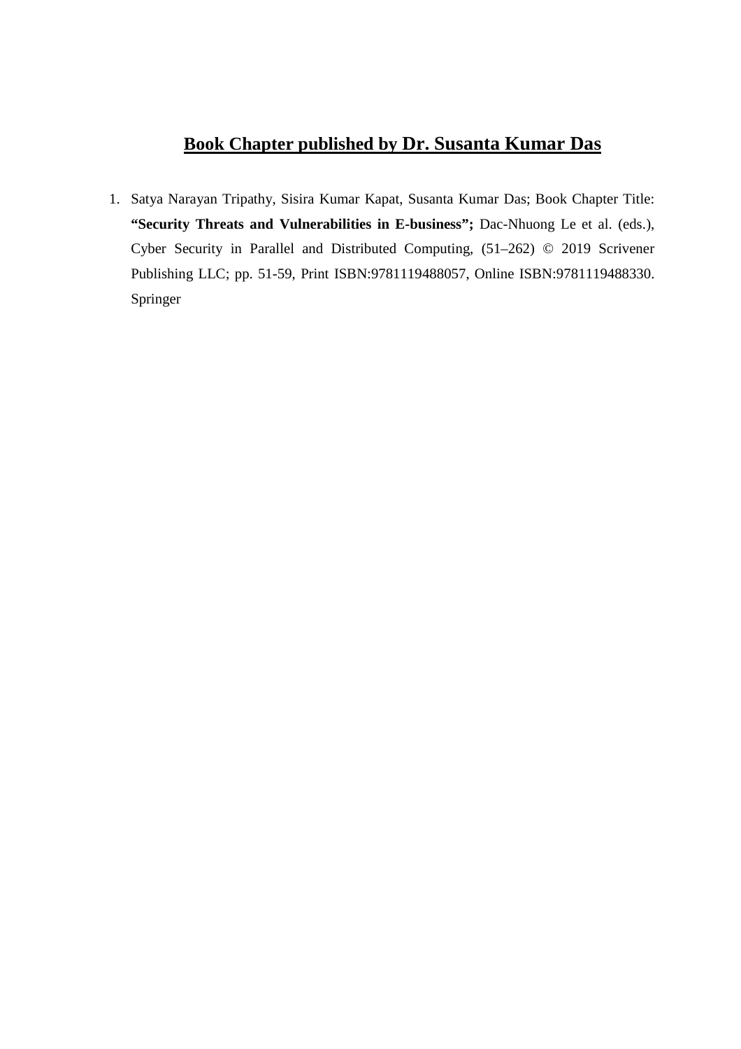# **Book Chapter published by Dr. Susanta Kumar Das**

1. Satya Narayan Tripathy, Sisira Kumar Kapat, Susanta Kumar Das; Book Chapter Title: **"Security Threats and Vulnerabilities in E-business";** Dac-Nhuong Le et al. (eds.), Cyber Security in Parallel and Distributed Computing, (51–262) © 2019 Scrivener Publishing LLC; pp. 51-59, Print ISBN:9781119488057, Online ISBN:9781119488330. Springer